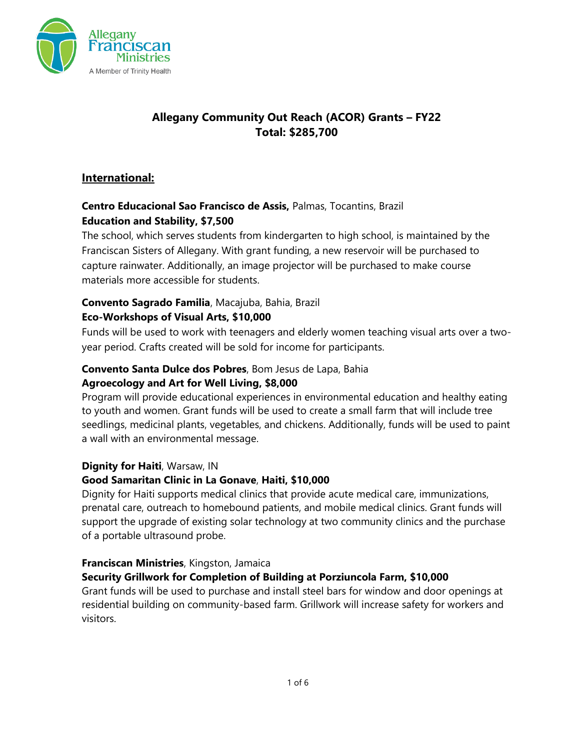# Allegany Community Out Reach (ACOR) Grants – FY22
# Total: $285,700

## International:

**Centro Educacional Sao Francisco de Assis,** Palmas, Tocantins, Brazil
**Education and Stability, $7,500**
The school, which serves students from kindergarten to high school, is maintained by the Franciscan Sisters of Allegany. With grant funding, a new reservoir will be purchased to capture rainwater. Additionally, an image projector will be purchased to make course materials more accessible for students.

**Convento Sagrado Familia**, Macajuba, Bahia, Brazil
**Eco-Workshops of Visual Arts, $10,000**
Funds will be used to work with teenagers and elderly women teaching visual arts over a two-year period. Crafts created will be sold for income for participants.

**Convento Santa Dulce dos Pobres**, Bom Jesus de Lapa, Bahia
**Agroecology and Art for Well Living, $8,000**
Program will provide educational experiences in environmental education and healthy eating to youth and women. Grant funds will be used to create a small farm that will include tree seedlings, medicinal plants, vegetables, and chickens. Additionally, funds will be used to paint a wall with an environmental message.

**Dignity for Haiti**, Warsaw, IN
**Good Samaritan Clinic in La Gonave**, **Haiti, $10,000**
Dignity for Haiti supports medical clinics that provide acute medical care, immunizations, prenatal care, outreach to homebound patients, and mobile medical clinics. Grant funds will support the upgrade of existing solar technology at two community clinics and the purchase of a portable ultrasound probe.

**Franciscan Ministries**, Kingston, Jamaica
**Security Grillwork for Completion of Building at Porziuncola Farm, $10,000**
Grant funds will be used to purchase and install steel bars for window and door openings at residential building on community-based farm. Grillwork will increase safety for workers and visitors.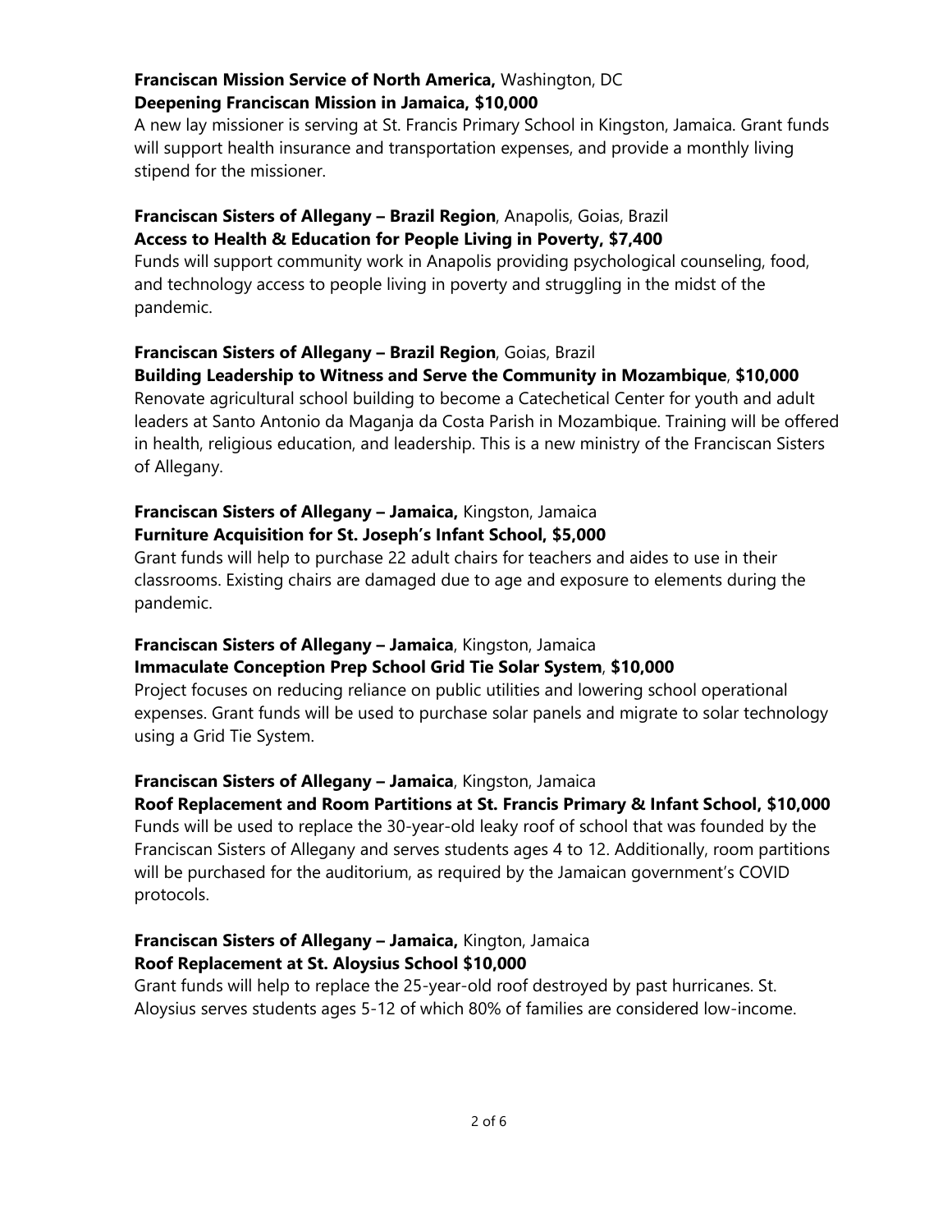**Franciscan Mission Service of North America,** Washington, DC
**Deepening Franciscan Mission in Jamaica, $10,000**
A new lay missioner is serving at St. Francis Primary School in Kingston, Jamaica. Grant funds will support health insurance and transportation expenses, and provide a monthly living stipend for the missioner.

**Franciscan Sisters of Allegany – Brazil Region**, Anapolis, Goias, Brazil
**Access to Health & Education for People Living in Poverty, $7,400**
Funds will support community work in Anapolis providing psychological counseling, food, and technology access to people living in poverty and struggling in the midst of the pandemic.

**Franciscan Sisters of Allegany – Brazil Region**, Goias, Brazil
**Building Leadership to Witness and Serve the Community in Mozambique**, **$10,000**
Renovate agricultural school building to become a Catechetical Center for youth and adult leaders at Santo Antonio da Maganja da Costa Parish in Mozambique. Training will be offered in health, religious education, and leadership. This is a new ministry of the Franciscan Sisters of Allegany.

**Franciscan Sisters of Allegany – Jamaica,** Kingston, Jamaica
**Furniture Acquisition for St. Joseph's Infant School, $5,000**
Grant funds will help to purchase 22 adult chairs for teachers and aides to use in their classrooms. Existing chairs are damaged due to age and exposure to elements during the pandemic.

**Franciscan Sisters of Allegany – Jamaica**, Kingston, Jamaica
**Immaculate Conception Prep School Grid Tie Solar System**, **$10,000**
Project focuses on reducing reliance on public utilities and lowering school operational expenses. Grant funds will be used to purchase solar panels and migrate to solar technology using a Grid Tie System.

**Franciscan Sisters of Allegany – Jamaica**, Kingston, Jamaica
**Roof Replacement and Room Partitions at St. Francis Primary & Infant School, $10,000**
Funds will be used to replace the 30-year-old leaky roof of school that was founded by the Franciscan Sisters of Allegany and serves students ages 4 to 12. Additionally, room partitions will be purchased for the auditorium, as required by the Jamaican government's COVID protocols.

**Franciscan Sisters of Allegany – Jamaica,** Kington, Jamaica
**Roof Replacement at St. Aloysius School $10,000**
Grant funds will help to replace the 25-year-old roof destroyed by past hurricanes. St. Aloysius serves students ages 5-12 of which 80% of families are considered low-income.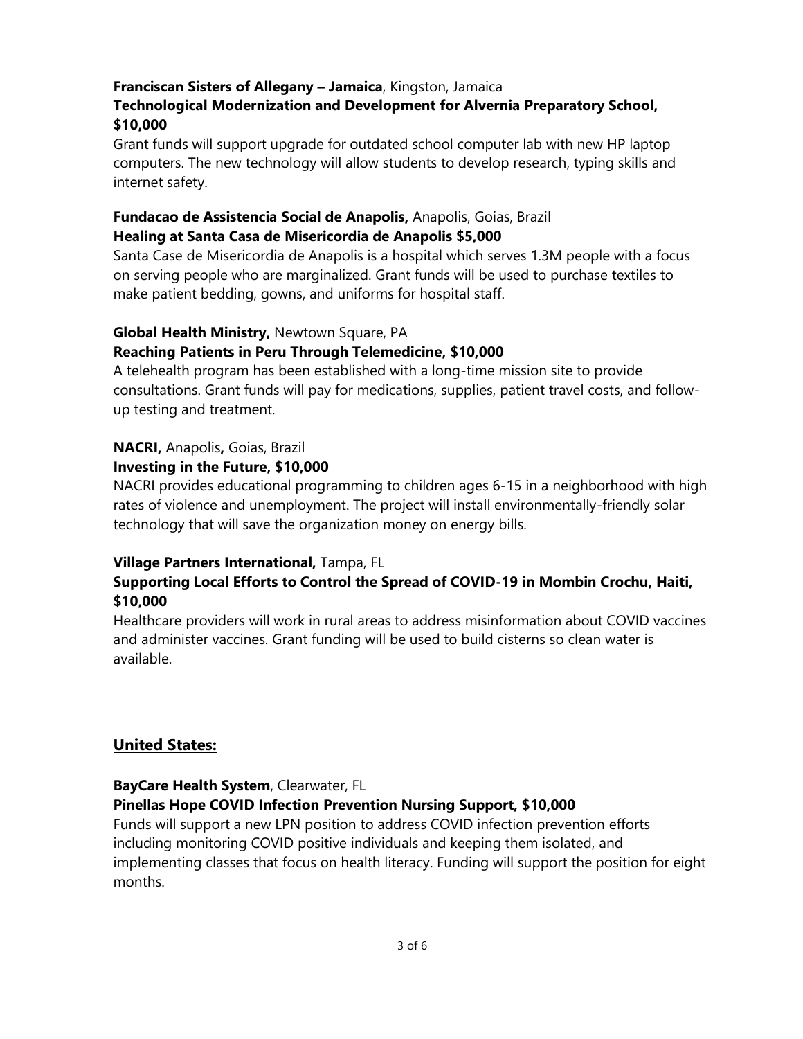**Franciscan Sisters of Allegany – Jamaica**, Kingston, Jamaica
**Technological Modernization and Development for Alvernia Preparatory School, $10,000**
Grant funds will support upgrade for outdated school computer lab with new HP laptop computers. The new technology will allow students to develop research, typing skills and internet safety.

**Fundacao de Assistencia Social de Anapolis,** Anapolis, Goias, Brazil
**Healing at Santa Casa de Misericordia de Anapolis $5,000**
Santa Case de Misericordia de Anapolis is a hospital which serves 1.3M people with a focus on serving people who are marginalized. Grant funds will be used to purchase textiles to make patient bedding, gowns, and uniforms for hospital staff.

**Global Health Ministry,** Newtown Square, PA
**Reaching Patients in Peru Through Telemedicine, $10,000**
A telehealth program has been established with a long-time mission site to provide consultations. Grant funds will pay for medications, supplies, patient travel costs, and follow-up testing and treatment.

**NACRI,** Anapolis**,** Goias, Brazil
**Investing in the Future, $10,000**
NACRI provides educational programming to children ages 6-15 in a neighborhood with high rates of violence and unemployment. The project will install environmentally-friendly solar technology that will save the organization money on energy bills.

**Village Partners International,** Tampa, FL
**Supporting Local Efforts to Control the Spread of COVID-19 in Mombin Crochu, Haiti, $10,000**
Healthcare providers will work in rural areas to address misinformation about COVID vaccines and administer vaccines. Grant funding will be used to build cisterns so clean water is available.

## United States:

**BayCare Health System**, Clearwater, FL
**Pinellas Hope COVID Infection Prevention Nursing Support, $10,000**
Funds will support a new LPN position to address COVID infection prevention efforts including monitoring COVID positive individuals and keeping them isolated, and implementing classes that focus on health literacy. Funding will support the position for eight months.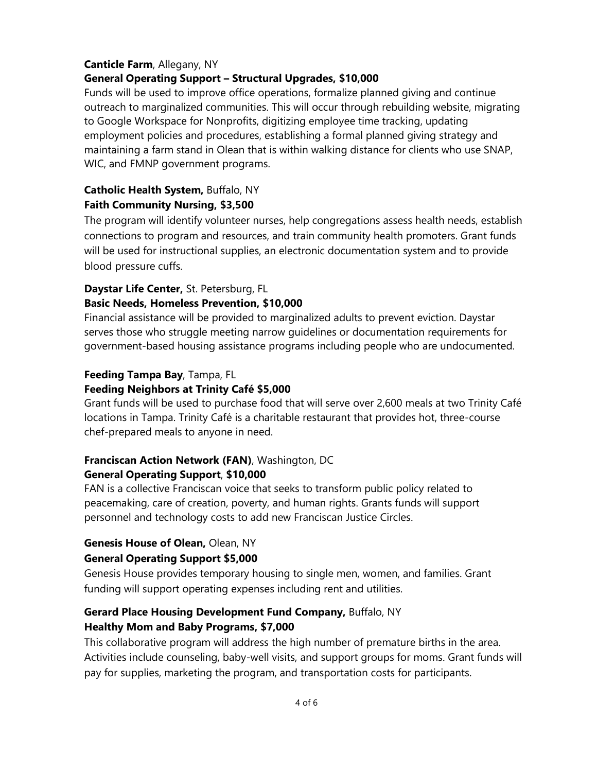**Canticle Farm**, Allegany, NY
**General Operating Support – Structural Upgrades, $10,000**

Funds will be used to improve office operations, formalize planned giving and continue outreach to marginalized communities. This will occur through rebuilding website, migrating to Google Workspace for Nonprofits, digitizing employee time tracking, updating employment policies and procedures, establishing a formal planned giving strategy and maintaining a farm stand in Olean that is within walking distance for clients who use SNAP, WIC, and FMNP government programs.

**Catholic Health System,** Buffalo, NY
**Faith Community Nursing, $3,500**

The program will identify volunteer nurses, help congregations assess health needs, establish connections to program and resources, and train community health promoters. Grant funds will be used for instructional supplies, an electronic documentation system and to provide blood pressure cuffs.

**Daystar Life Center,** St. Petersburg, FL
**Basic Needs, Homeless Prevention, $10,000**

Financial assistance will be provided to marginalized adults to prevent eviction. Daystar serves those who struggle meeting narrow guidelines or documentation requirements for government-based housing assistance programs including people who are undocumented.

**Feeding Tampa Bay**, Tampa, FL
**Feeding Neighbors at Trinity Café $5,000**

Grant funds will be used to purchase food that will serve over 2,600 meals at two Trinity Café locations in Tampa. Trinity Café is a charitable restaurant that provides hot, three-course chef-prepared meals to anyone in need.

**Franciscan Action Network (FAN)**, Washington, DC
**General Operating Support**, **$10,000**

FAN is a collective Franciscan voice that seeks to transform public policy related to peacemaking, care of creation, poverty, and human rights. Grants funds will support personnel and technology costs to add new Franciscan Justice Circles.

**Genesis House of Olean,** Olean, NY
**General Operating Support $5,000**

Genesis House provides temporary housing to single men, women, and families. Grant funding will support operating expenses including rent and utilities.

**Gerard Place Housing Development Fund Company,** Buffalo, NY
**Healthy Mom and Baby Programs, $7,000**

This collaborative program will address the high number of premature births in the area. Activities include counseling, baby-well visits, and support groups for moms. Grant funds will pay for supplies, marketing the program, and transportation costs for participants.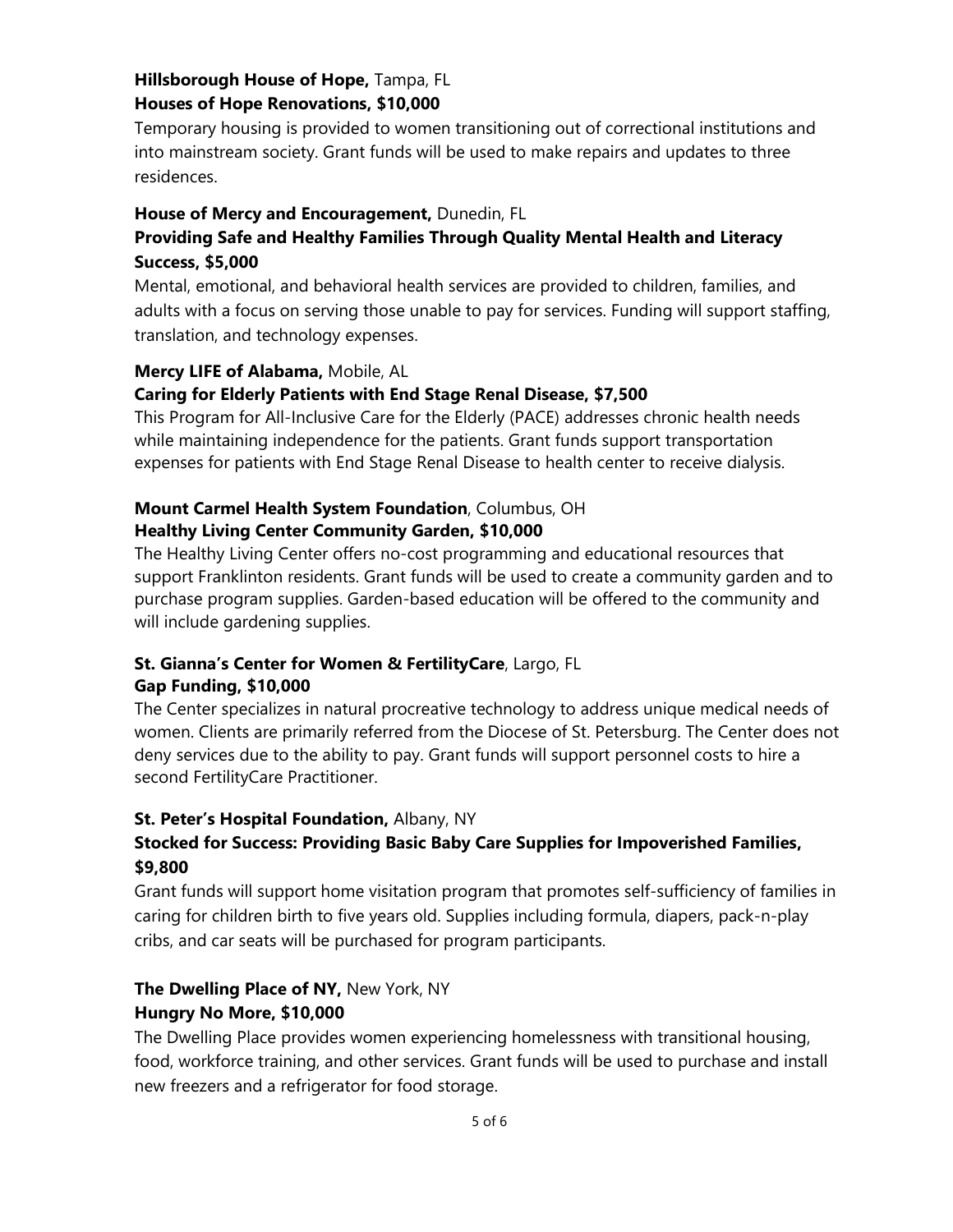**Hillsborough House of Hope,** Tampa, FL
**Houses of Hope Renovations, $10,000**

Temporary housing is provided to women transitioning out of correctional institutions and into mainstream society. Grant funds will be used to make repairs and updates to three residences.

**House of Mercy and Encouragement,** Dunedin, FL
**Providing Safe and Healthy Families Through Quality Mental Health and Literacy Success, $5,000**

Mental, emotional, and behavioral health services are provided to children, families, and adults with a focus on serving those unable to pay for services. Funding will support staffing, translation, and technology expenses.

**Mercy LIFE of Alabama,** Mobile, AL
**Caring for Elderly Patients with End Stage Renal Disease, $7,500**

This Program for All-Inclusive Care for the Elderly (PACE) addresses chronic health needs while maintaining independence for the patients. Grant funds support transportation expenses for patients with End Stage Renal Disease to health center to receive dialysis.

**Mount Carmel Health System Foundation**, Columbus, OH
**Healthy Living Center Community Garden, $10,000**

The Healthy Living Center offers no-cost programming and educational resources that support Franklinton residents. Grant funds will be used to create a community garden and to purchase program supplies. Garden-based education will be offered to the community and will include gardening supplies.

**St. Gianna's Center for Women & FertilityCare**, Largo, FL
**Gap Funding, $10,000**

The Center specializes in natural procreative technology to address unique medical needs of women. Clients are primarily referred from the Diocese of St. Petersburg. The Center does not deny services due to the ability to pay. Grant funds will support personnel costs to hire a second FertilityCare Practitioner.

**St. Peter's Hospital Foundation,** Albany, NY
**Stocked for Success: Providing Basic Baby Care Supplies for Impoverished Families, $9,800**

Grant funds will support home visitation program that promotes self-sufficiency of families in caring for children birth to five years old. Supplies including formula, diapers, pack-n-play cribs, and car seats will be purchased for program participants.

**The Dwelling Place of NY,** New York, NY
**Hungry No More, $10,000**

The Dwelling Place provides women experiencing homelessness with transitional housing, food, workforce training, and other services. Grant funds will be used to purchase and install new freezers and a refrigerator for food storage.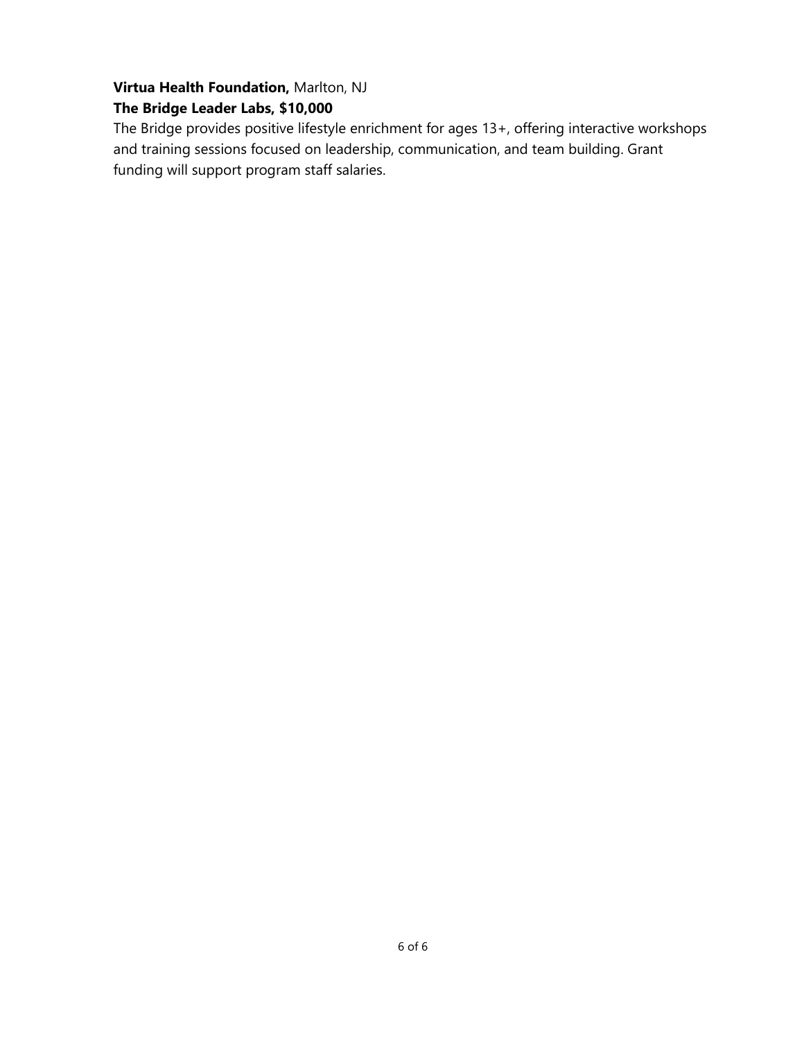**Virtua Health Foundation,** Marlton, NJ

**The Bridge Leader Labs, $10,000**

The Bridge provides positive lifestyle enrichment for ages 13+, offering interactive workshops and training sessions focused on leadership, communication, and team building. Grant funding will support program staff salaries.